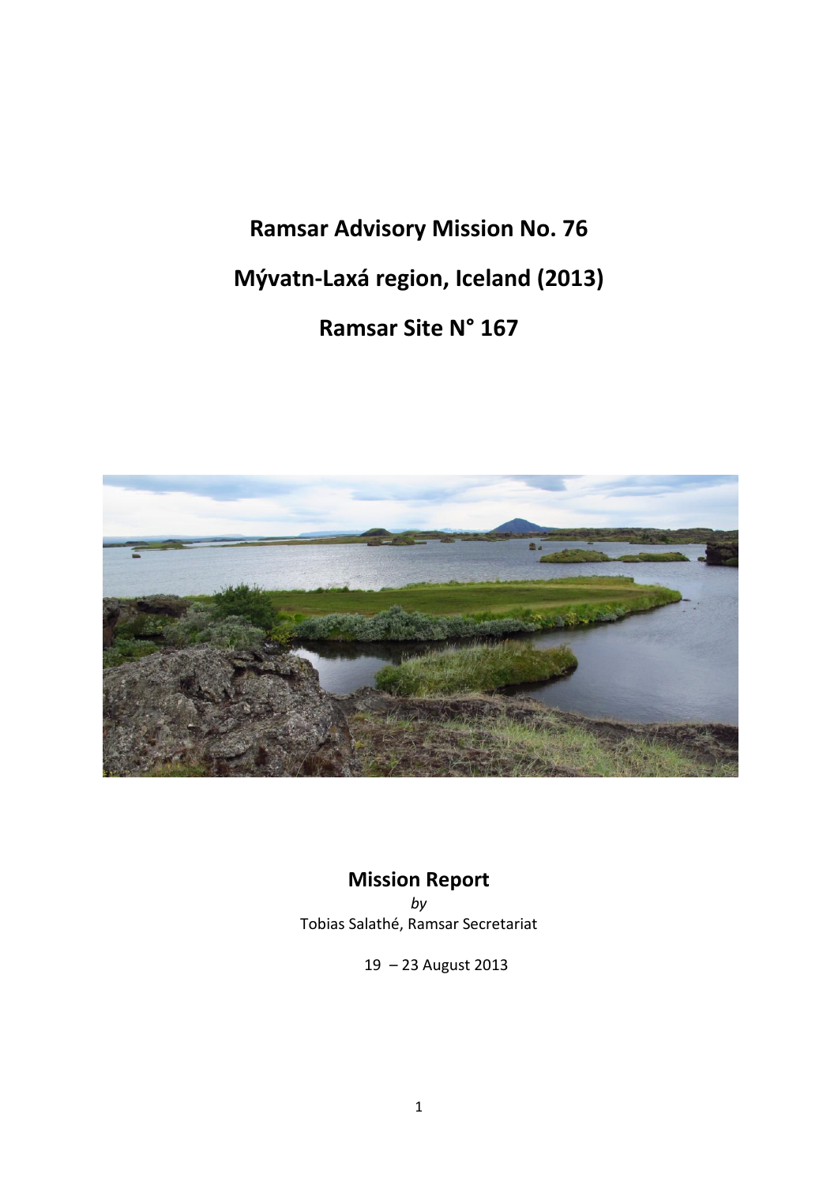# Ramsar Advisory Mission No. 76

# Mývatn-Laxá region, Iceland (2013)

# Ramsar Site N° 167

## Mission Report

*by*

Tobias Salathé, Ramsar Secretariat

19 – 23 August 2013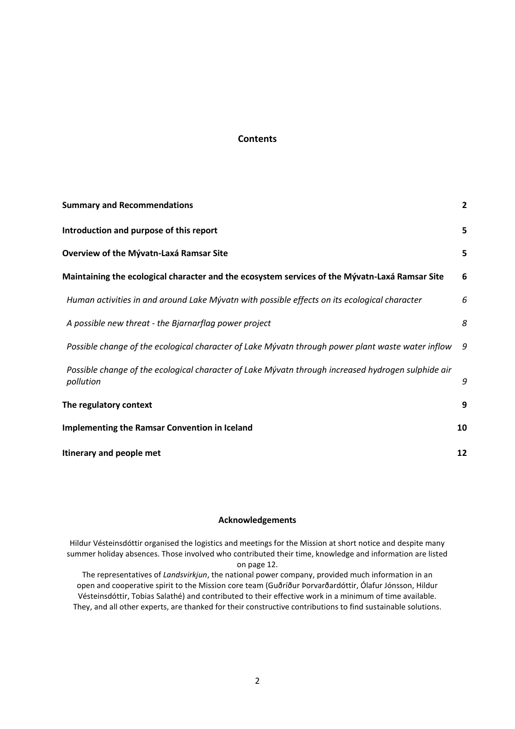## Contents

| | |
|---|---|
| **Summary and Recommendations** | **2** |
| **Introduction and purpose of this report** | **5** |
| **Overview of the Mývatn-Laxá Ramsar Site** | **5** |
| **Maintaining the ecological character and the ecosystem services of the Mývatn-Laxá Ramsar Site** | **6** |
| *Human activities in and around Lake Mývatn with possible effects on its ecological character* | *6* |
| *A possible new threat - the Bjarnarflag power project* | *8* |
| *Possible change of the ecological character of Lake Mývatn through power plant waste water inflow* | *9* |
| *Possible change of the ecological character of Lake Mývatn through increased hydrogen sulphide air pollution* | *9* |
| **The regulatory context** | **9** |
| **Implementing the Ramsar Convention in Iceland** | **10** |
| **Itinerary and people met** | **12** |

### Acknowledgements

Hildur Vésteinsdóttir organised the logistics and meetings for the Mission at short notice and despite many summer holiday absences. Those involved who contributed their time, knowledge and information are listed on page 12.

The representatives of *Landsvirkjun*, the national power company, provided much information in an open and cooperative spirit to the Mission core team (Guðríður Þorvarðardóttir, Ólafur Jónsson, Hildur Vésteinsdóttir, Tobias Salathé) and contributed to their effective work in a minimum of time available. They, and all other experts, are thanked for their constructive contributions to find sustainable solutions.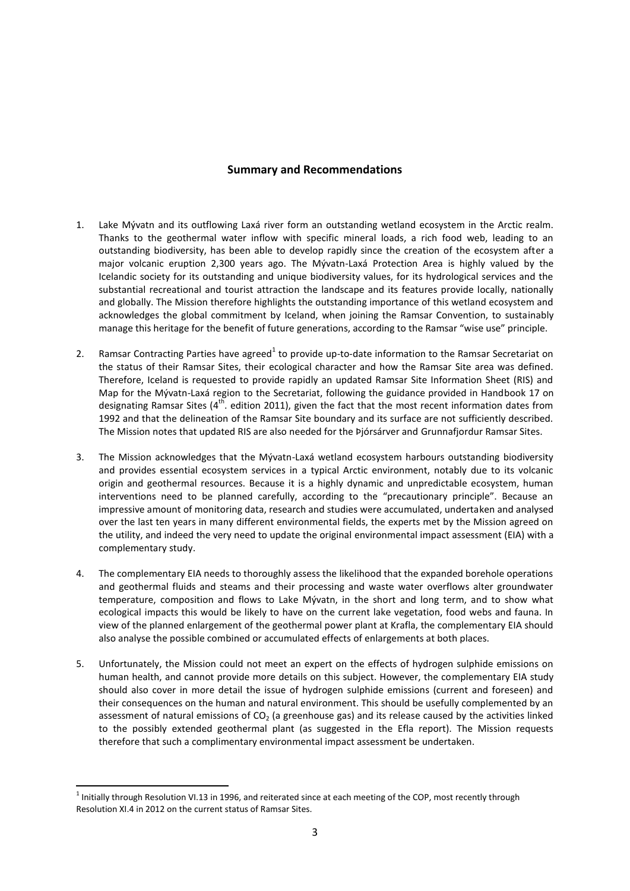## Summary and Recommendations

1. Lake Mývatn and its outflowing Laxá river form an outstanding wetland ecosystem in the Arctic realm. Thanks to the geothermal water inflow with specific mineral loads, a rich food web, leading to an outstanding biodiversity, has been able to develop rapidly since the creation of the ecosystem after a major volcanic eruption 2,300 years ago. The Mývatn-Laxá Protection Area is highly valued by the Icelandic society for its outstanding and unique biodiversity values, for its hydrological services and the substantial recreational and tourist attraction the landscape and its features provide locally, nationally and globally. The Mission therefore highlights the outstanding importance of this wetland ecosystem and acknowledges the global commitment by Iceland, when joining the Ramsar Convention, to sustainably manage this heritage for the benefit of future generations, according to the Ramsar "wise use" principle.

2. Ramsar Contracting Parties have agreed[1] to provide up-to-date information to the Ramsar Secretariat on the status of their Ramsar Sites, their ecological character and how the Ramsar Site area was defined. Therefore, Iceland is requested to provide rapidly an updated Ramsar Site Information Sheet (RIS) and Map for the Mývatn-Laxá region to the Secretariat, following the guidance provided in Handbook 17 on designating Ramsar Sites (4th. edition 2011), given the fact that the most recent information dates from 1992 and that the delineation of the Ramsar Site boundary and its surface are not sufficiently described. The Mission notes that updated RIS are also needed for the Þjórsárver and Grunnafjordur Ramsar Sites.

3. The Mission acknowledges that the Mývatn-Laxá wetland ecosystem harbours outstanding biodiversity and provides essential ecosystem services in a typical Arctic environment, notably due to its volcanic origin and geothermal resources. Because it is a highly dynamic and unpredictable ecosystem, human interventions need to be planned carefully, according to the "precautionary principle". Because an impressive amount of monitoring data, research and studies were accumulated, undertaken and analysed over the last ten years in many different environmental fields, the experts met by the Mission agreed on the utility, and indeed the very need to update the original environmental impact assessment (EIA) with a complementary study.

4. The complementary EIA needs to thoroughly assess the likelihood that the expanded borehole operations and geothermal fluids and steams and their processing and waste water overflows alter groundwater temperature, composition and flows to Lake Mývatn, in the short and long term, and to show what ecological impacts this would be likely to have on the current lake vegetation, food webs and fauna. In view of the planned enlargement of the geothermal power plant at Krafla, the complementary EIA should also analyse the possible combined or accumulated effects of enlargements at both places.

5. Unfortunately, the Mission could not meet an expert on the effects of hydrogen sulphide emissions on human health, and cannot provide more details on this subject. However, the complementary EIA study should also cover in more detail the issue of hydrogen sulphide emissions (current and foreseen) and their consequences on the human and natural environment. This should be usefully complemented by an assessment of natural emissions of $CO_2$ (a greenhouse gas) and its release caused by the activities linked to the possibly extended geothermal plant (as suggested in the Efla report). The Mission requests therefore that such a complimentary environmental impact assessment be undertaken.

[1] Initially through Resolution VI.13 in 1996, and reiterated since at each meeting of the COP, most recently through Resolution XI.4 in 2012 on the current status of Ramsar Sites.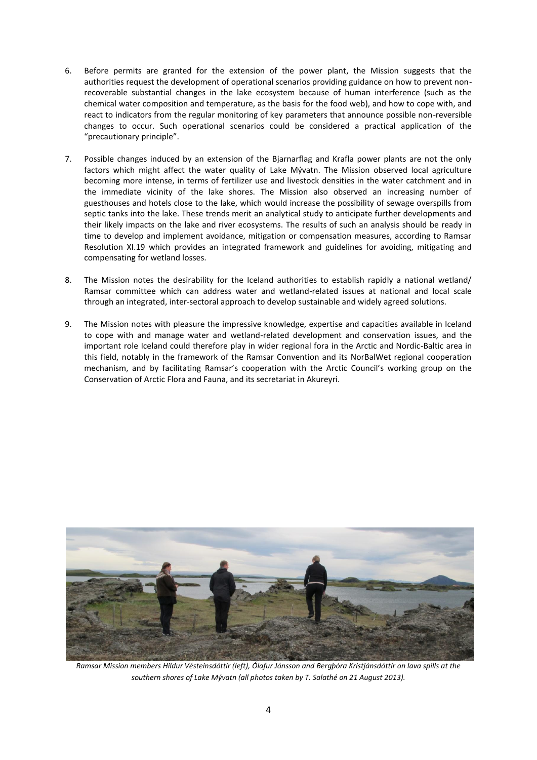6. Before permits are granted for the extension of the power plant, the Mission suggests that the authorities request the development of operational scenarios providing guidance on how to prevent non-recoverable substantial changes in the lake ecosystem because of human interference (such as the chemical water composition and temperature, as the basis for the food web), and how to cope with, and react to indicators from the regular monitoring of key parameters that announce possible non-reversible changes to occur. Such operational scenarios could be considered a practical application of the "precautionary principle".

7. Possible changes induced by an extension of the Bjarnarflag and Krafla power plants are not the only factors which might affect the water quality of Lake Mývatn. The Mission observed local agriculture becoming more intense, in terms of fertilizer use and livestock densities in the water catchment and in the immediate vicinity of the lake shores. The Mission also observed an increasing number of guesthouses and hotels close to the lake, which would increase the possibility of sewage overspills from septic tanks into the lake. These trends merit an analytical study to anticipate further developments and their likely impacts on the lake and river ecosystems. The results of such an analysis should be ready in time to develop and implement avoidance, mitigation or compensation measures, according to Ramsar Resolution XI.19 which provides an integrated framework and guidelines for avoiding, mitigating and compensating for wetland losses.

8. The Mission notes the desirability for the Iceland authorities to establish rapidly a national wetland/ Ramsar committee which can address water and wetland-related issues at national and local scale through an integrated, inter-sectoral approach to develop sustainable and widely agreed solutions.

9. The Mission notes with pleasure the impressive knowledge, expertise and capacities available in Iceland to cope with and manage water and wetland-related development and conservation issues, and the important role Iceland could therefore play in wider regional fora in the Arctic and Nordic-Baltic area in this field, notably in the framework of the Ramsar Convention and its NorBalWet regional cooperation mechanism, and by facilitating Ramsar's cooperation with the Arctic Council's working group on the Conservation of Arctic Flora and Fauna, and its secretariat in Akureyri.

*Ramsar Mission members Hildur Vésteinsdóttir (left), Ólafur Jónsson and Bergþóra Kristjánsdóttir on lava spills at the southern shores of Lake Mývatn (all photos taken by T. Salathé on 21 August 2013).*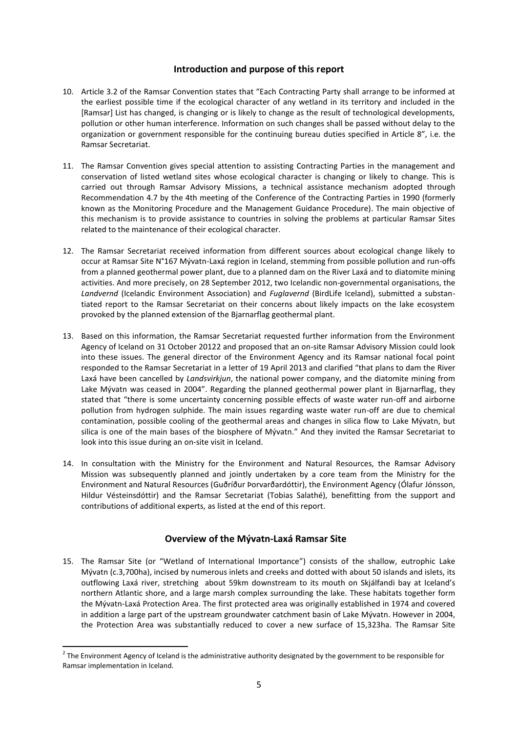## Introduction and purpose of this report

10. Article 3.2 of the Ramsar Convention states that "Each Contracting Party shall arrange to be informed at the earliest possible time if the ecological character of any wetland in its territory and included in the [Ramsar] List has changed, is changing or is likely to change as the result of technological developments, pollution or other human interference. Information on such changes shall be passed without delay to the organization or government responsible for the continuing bureau duties specified in Article 8", i.e. the Ramsar Secretariat.

11. The Ramsar Convention gives special attention to assisting Contracting Parties in the management and conservation of listed wetland sites whose ecological character is changing or likely to change. This is carried out through Ramsar Advisory Missions, a technical assistance mechanism adopted through Recommendation 4.7 by the 4th meeting of the Conference of the Contracting Parties in 1990 (formerly known as the Monitoring Procedure and the Management Guidance Procedure). The main objective of this mechanism is to provide assistance to countries in solving the problems at particular Ramsar Sites related to the maintenance of their ecological character.

12. The Ramsar Secretariat received information from different sources about ecological change likely to occur at Ramsar Site N°167 Mývatn-Laxá region in Iceland, stemming from possible pollution and run-offs from a planned geothermal power plant, due to a planned dam on the River Laxá and to diatomite mining activities. And more precisely, on 28 September 2012, two Icelandic non-governmental organisations, the *Landvernd* (Icelandic Environment Association) and *Fuglavernd* (BirdLife Iceland), submitted a substantiated report to the Ramsar Secretariat on their concerns about likely impacts on the lake ecosystem provoked by the planned extension of the Bjarnarflag geothermal plant.

13. Based on this information, the Ramsar Secretariat requested further information from the Environment Agency of Iceland on 31 October 2012[2] and proposed that an on-site Ramsar Advisory Mission could look into these issues. The general director of the Environment Agency and its Ramsar national focal point responded to the Ramsar Secretariat in a letter of 19 April 2013 and clarified "that plans to dam the River Laxá have been cancelled by *Landsvirkjun*, the national power company, and the diatomite mining from Lake Mývatn was ceased in 2004". Regarding the planned geothermal power plant in Bjarnarflag, they stated that "there is some uncertainty concerning possible effects of waste water run-off and airborne pollution from hydrogen sulphide. The main issues regarding waste water run-off are due to chemical contamination, possible cooling of the geothermal areas and changes in silica flow to Lake Mývatn, but silica is one of the main bases of the biosphere of Mývatn." And they invited the Ramsar Secretariat to look into this issue during an on-site visit in Iceland.

14. In consultation with the Ministry for the Environment and Natural Resources, the Ramsar Advisory Mission was subsequently planned and jointly undertaken by a core team from the Ministry for the Environment and Natural Resources (Guðríður Þorvarðardóttir), the Environment Agency (Ólafur Jónsson, Hildur Vésteinsdóttir) and the Ramsar Secretariat (Tobias Salathé), benefitting from the support and contributions of additional experts, as listed at the end of this report.

## Overview of the Mývatn-Laxá Ramsar Site

15. The Ramsar Site (or "Wetland of International Importance") consists of the shallow, eutrophic Lake Mývatn (c.3,700ha), incised by numerous inlets and creeks and dotted with about 50 islands and islets, its outflowing Laxá river, stretching about 59km downstream to its mouth on Skjálfandi bay at Iceland's northern Atlantic shore, and a large marsh complex surrounding the lake. These habitats together form the Mývatn-Laxá Protection Area. The first protected area was originally established in 1974 and covered in addition a large part of the upstream groundwater catchment basin of Lake Mývatn. However in 2004, the Protection Area was substantially reduced to cover a new surface of 15,323ha. The Ramsar Site

[2] The Environment Agency of Iceland is the administrative authority designated by the government to be responsible for Ramsar implementation in Iceland.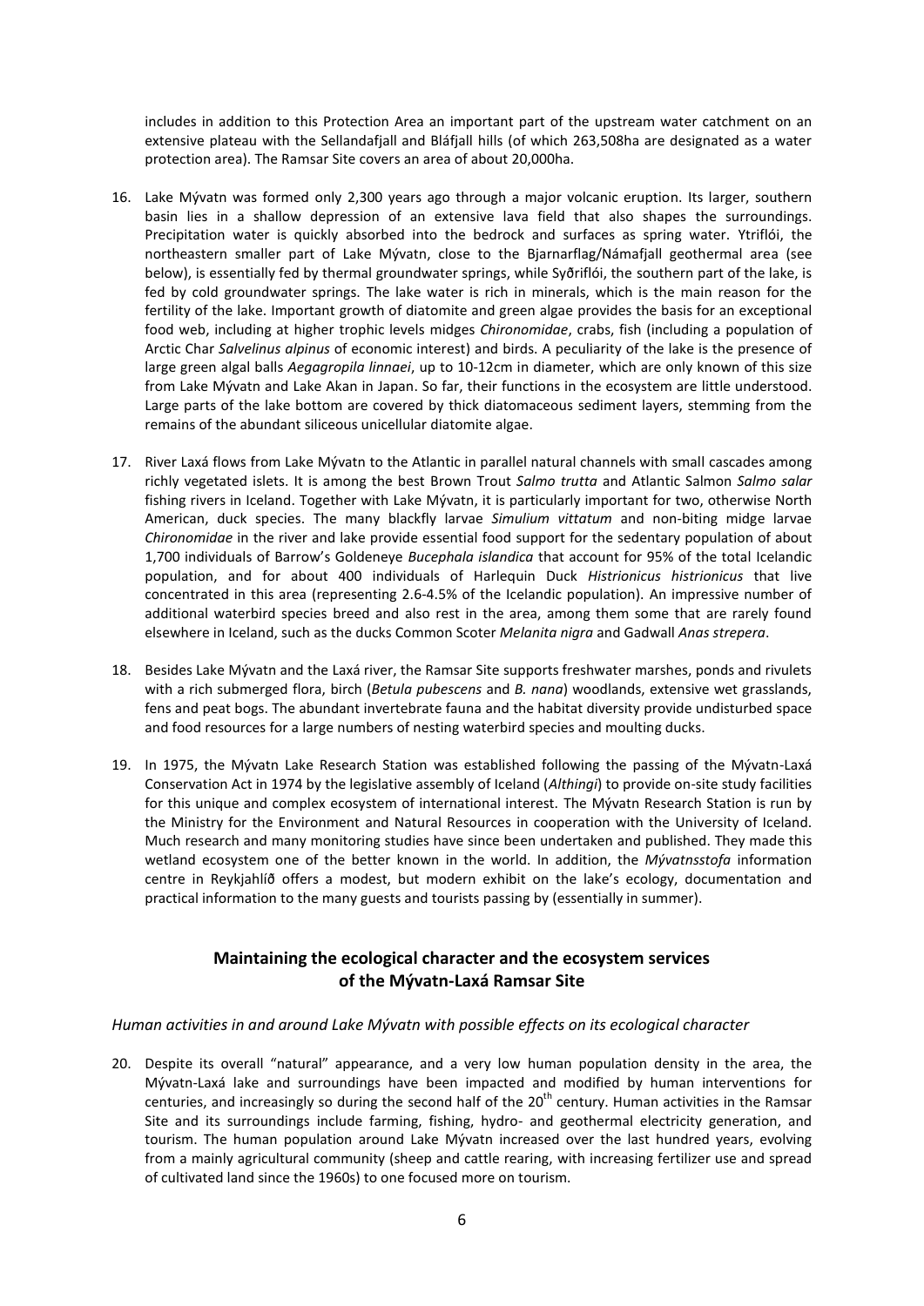includes in addition to this Protection Area an important part of the upstream water catchment on an extensive plateau with the Sellandafjall and Bláfjall hills (of which 263,508ha are designated as a water protection area). The Ramsar Site covers an area of about 20,000ha.

16. Lake Mývatn was formed only 2,300 years ago through a major volcanic eruption. Its larger, southern basin lies in a shallow depression of an extensive lava field that also shapes the surroundings. Precipitation water is quickly absorbed into the bedrock and surfaces as spring water. Ytriflói, the northeastern smaller part of Lake Mývatn, close to the Bjarnarflag/Námafjall geothermal area (see below), is essentially fed by thermal groundwater springs, while Syðriflói, the southern part of the lake, is fed by cold groundwater springs. The lake water is rich in minerals, which is the main reason for the fertility of the lake. Important growth of diatomite and green algae provides the basis for an exceptional food web, including at higher trophic levels midges *Chironomidae*, crabs, fish (including a population of Arctic Char *Salvelinus alpinus* of economic interest) and birds. A peculiarity of the lake is the presence of large green algal balls *Aegagropila linnaei*, up to 10-12cm in diameter, which are only known of this size from Lake Mývatn and Lake Akan in Japan. So far, their functions in the ecosystem are little understood. Large parts of the lake bottom are covered by thick diatomaceous sediment layers, stemming from the remains of the abundant siliceous unicellular diatomite algae.

17. River Laxá flows from Lake Mývatn to the Atlantic in parallel natural channels with small cascades among richly vegetated islets. It is among the best Brown Trout *Salmo trutta* and Atlantic Salmon *Salmo salar* fishing rivers in Iceland. Together with Lake Mývatn, it is particularly important for two, otherwise North American, duck species. The many blackfly larvae *Simulium vittatum* and non-biting midge larvae *Chironomidae* in the river and lake provide essential food support for the sedentary population of about 1,700 individuals of Barrow's Goldeneye *Bucephala islandica* that account for 95% of the total Icelandic population, and for about 400 individuals of Harlequin Duck *Histrionicus histrionicus* that live concentrated in this area (representing 2.6-4.5% of the Icelandic population). An impressive number of additional waterbird species breed and also rest in the area, among them some that are rarely found elsewhere in Iceland, such as the ducks Common Scoter *Melanita nigra* and Gadwall *Anas strepera*.

18. Besides Lake Mývatn and the Laxá river, the Ramsar Site supports freshwater marshes, ponds and rivulets with a rich submerged flora, birch (*Betula pubescens* and *B. nana*) woodlands, extensive wet grasslands, fens and peat bogs. The abundant invertebrate fauna and the habitat diversity provide undisturbed space and food resources for a large numbers of nesting waterbird species and moulting ducks.

19. In 1975, the Mývatn Lake Research Station was established following the passing of the Mývatn-Laxá Conservation Act in 1974 by the legislative assembly of Iceland (*Althingi*) to provide on-site study facilities for this unique and complex ecosystem of international interest. The Mývatn Research Station is run by the Ministry for the Environment and Natural Resources in cooperation with the University of Iceland. Much research and many monitoring studies have since been undertaken and published. They made this wetland ecosystem one of the better known in the world. In addition, the *Mývatnsstofa* information centre in Reykjahlíð offers a modest, but modern exhibit on the lake's ecology, documentation and practical information to the many guests and tourists passing by (essentially in summer).

## Maintaining the ecological character and the ecosystem services of the Mývatn-Laxá Ramsar Site

*Human activities in and around Lake Mývatn with possible effects on its ecological character*

20. Despite its overall "natural" appearance, and a very low human population density in the area, the Mývatn-Laxá lake and surroundings have been impacted and modified by human interventions for centuries, and increasingly so during the second half of the 20$^{th}$ century. Human activities in the Ramsar Site and its surroundings include farming, fishing, hydro- and geothermal electricity generation, and tourism. The human population around Lake Mývatn increased over the last hundred years, evolving from a mainly agricultural community (sheep and cattle rearing, with increasing fertilizer use and spread of cultivated land since the 1960s) to one focused more on tourism.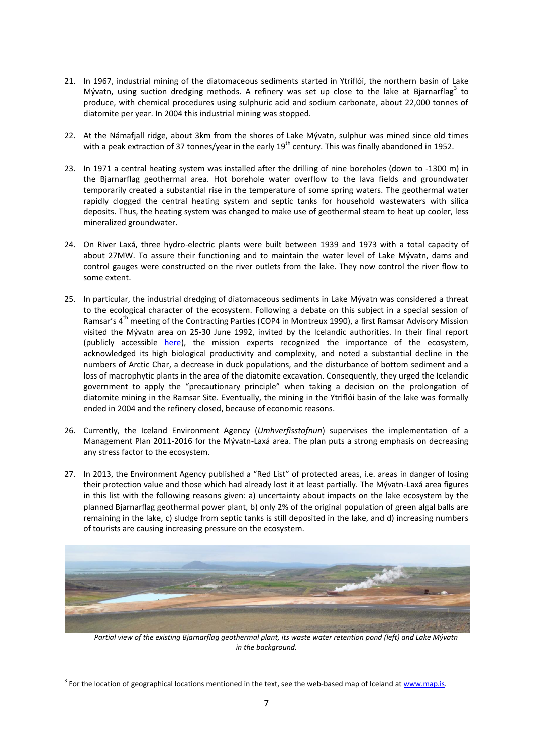21. In 1967, industrial mining of the diatomaceous sediments started in Ytriflói, the northern basin of Lake Mývatn, using suction dredging methods. A refinery was set up close to the lake at Bjarnarflag[3] to produce, with chemical procedures using sulphuric acid and sodium carbonate, about 22,000 tonnes of diatomite per year. In 2004 this industrial mining was stopped.

22. At the Námafjall ridge, about 3km from the shores of Lake Mývatn, sulphur was mined since old times with a peak extraction of 37 tonnes/year in the early 19th century. This was finally abandoned in 1952.

23. In 1971 a central heating system was installed after the drilling of nine boreholes (down to -1300 m) in the Bjarnarflag geothermal area. Hot borehole water overflow to the lava fields and groundwater temporarily created a substantial rise in the temperature of some spring waters. The geothermal water rapidly clogged the central heating system and septic tanks for household wastewaters with silica deposits. Thus, the heating system was changed to make use of geothermal steam to heat up cooler, less mineralized groundwater.

24. On River Laxá, three hydro-electric plants were built between 1939 and 1973 with a total capacity of about 27MW. To assure their functioning and to maintain the water level of Lake Mývatn, dams and control gauges were constructed on the river outlets from the lake. They now control the river flow to some extent.

25. In particular, the industrial dredging of diatomaceous sediments in Lake Mývatn was considered a threat to the ecological character of the ecosystem. Following a debate on this subject in a special session of Ramsar's 4th meeting of the Contracting Parties (COP4 in Montreux 1990), a first Ramsar Advisory Mission visited the Mývatn area on 25-30 June 1992, invited by the Icelandic authorities. In their final report (publicly accessible here), the mission experts recognized the importance of the ecosystem, acknowledged its high biological productivity and complexity, and noted a substantial decline in the numbers of Arctic Char, a decrease in duck populations, and the disturbance of bottom sediment and a loss of macrophytic plants in the area of the diatomite excavation. Consequently, they urged the Icelandic government to apply the "precautionary principle" when taking a decision on the prolongation of diatomite mining in the Ramsar Site. Eventually, the mining in the Ytriflói basin of the lake was formally ended in 2004 and the refinery closed, because of economic reasons.

26. Currently, the Iceland Environment Agency (*Umhverfisstofnun*) supervises the implementation of a Management Plan 2011-2016 for the Mývatn-Laxá area. The plan puts a strong emphasis on decreasing any stress factor to the ecosystem.

27. In 2013, the Environment Agency published a "Red List" of protected areas, i.e. areas in danger of losing their protection value and those which had already lost it at least partially. The Mývatn-Laxá area figures in this list with the following reasons given: a) uncertainty about impacts on the lake ecosystem by the planned Bjarnarflag geothermal power plant, b) only 2% of the original population of green algal balls are remaining in the lake, c) sludge from septic tanks is still deposited in the lake, and d) increasing numbers of tourists are causing increasing pressure on the ecosystem.

*Partial view of the existing Bjarnarflag geothermal plant, its waste water retention pond (left) and Lake Mývatn in the background.*

[3] For the location of geographical locations mentioned in the text, see the web-based map of Iceland at www.map.is.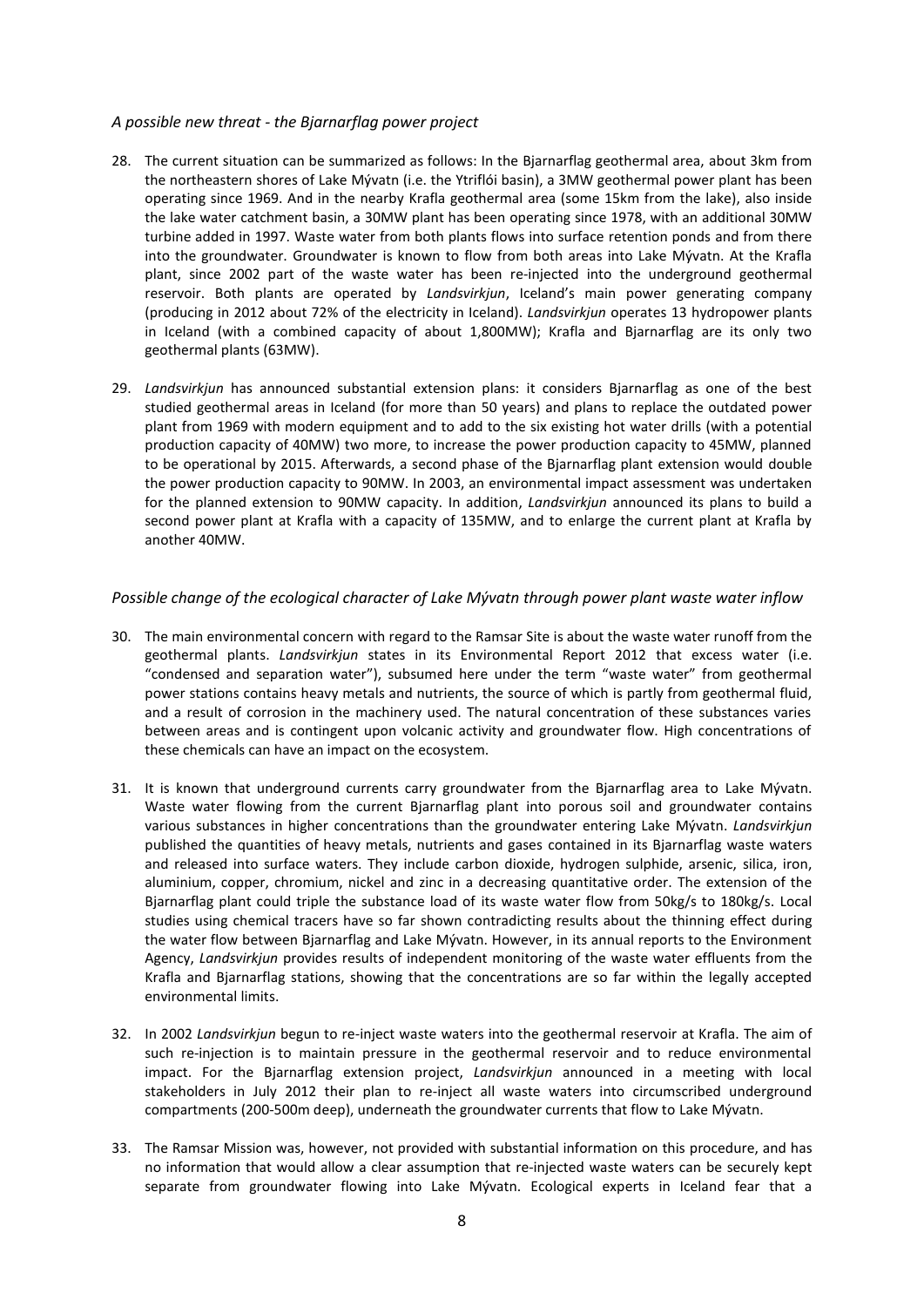*A possible new threat - the Bjarnarflag power project*

28. The current situation can be summarized as follows: In the Bjarnarflag geothermal area, about 3km from the northeastern shores of Lake Mývatn (i.e. the Ytriflói basin), a 3MW geothermal power plant has been operating since 1969. And in the nearby Krafla geothermal area (some 15km from the lake), also inside the lake water catchment basin, a 30MW plant has been operating since 1978, with an additional 30MW turbine added in 1997. Waste water from both plants flows into surface retention ponds and from there into the groundwater. Groundwater is known to flow from both areas into Lake Mývatn. At the Krafla plant, since 2002 part of the waste water has been re-injected into the underground geothermal reservoir. Both plants are operated by *Landsvirkjun*, Iceland's main power generating company (producing in 2012 about 72% of the electricity in Iceland). *Landsvirkjun* operates 13 hydropower plants in Iceland (with a combined capacity of about 1,800MW); Krafla and Bjarnarflag are its only two geothermal plants (63MW).

29. *Landsvirkjun* has announced substantial extension plans: it considers Bjarnarflag as one of the best studied geothermal areas in Iceland (for more than 50 years) and plans to replace the outdated power plant from 1969 with modern equipment and to add to the six existing hot water drills (with a potential production capacity of 40MW) two more, to increase the power production capacity to 45MW, planned to be operational by 2015. Afterwards, a second phase of the Bjarnarflag plant extension would double the power production capacity to 90MW. In 2003, an environmental impact assessment was undertaken for the planned extension to 90MW capacity. In addition, *Landsvirkjun* announced its plans to build a second power plant at Krafla with a capacity of 135MW, and to enlarge the current plant at Krafla by another 40MW.

*Possible change of the ecological character of Lake Mývatn through power plant waste water inflow*

30. The main environmental concern with regard to the Ramsar Site is about the waste water runoff from the geothermal plants. *Landsvirkjun* states in its Environmental Report 2012 that excess water (i.e. "condensed and separation water"), subsumed here under the term "waste water" from geothermal power stations contains heavy metals and nutrients, the source of which is partly from geothermal fluid, and a result of corrosion in the machinery used. The natural concentration of these substances varies between areas and is contingent upon volcanic activity and groundwater flow. High concentrations of these chemicals can have an impact on the ecosystem.

31. It is known that underground currents carry groundwater from the Bjarnarflag area to Lake Mývatn. Waste water flowing from the current Bjarnarflag plant into porous soil and groundwater contains various substances in higher concentrations than the groundwater entering Lake Mývatn. *Landsvirkjun* published the quantities of heavy metals, nutrients and gases contained in its Bjarnarflag waste waters and released into surface waters. They include carbon dioxide, hydrogen sulphide, arsenic, silica, iron, aluminium, copper, chromium, nickel and zinc in a decreasing quantitative order. The extension of the Bjarnarflag plant could triple the substance load of its waste water flow from 50kg/s to 180kg/s. Local studies using chemical tracers have so far shown contradicting results about the thinning effect during the water flow between Bjarnarflag and Lake Mývatn. However, in its annual reports to the Environment Agency, *Landsvirkjun* provides results of independent monitoring of the waste water effluents from the Krafla and Bjarnarflag stations, showing that the concentrations are so far within the legally accepted environmental limits.

32. In 2002 *Landsvirkjun* begun to re-inject waste waters into the geothermal reservoir at Krafla. The aim of such re-injection is to maintain pressure in the geothermal reservoir and to reduce environmental impact. For the Bjarnarflag extension project, *Landsvirkjun* announced in a meeting with local stakeholders in July 2012 their plan to re-inject all waste waters into circumscribed underground compartments (200-500m deep), underneath the groundwater currents that flow to Lake Mývatn.

33. The Ramsar Mission was, however, not provided with substantial information on this procedure, and has no information that would allow a clear assumption that re-injected waste waters can be securely kept separate from groundwater flowing into Lake Mývatn. Ecological experts in Iceland fear that a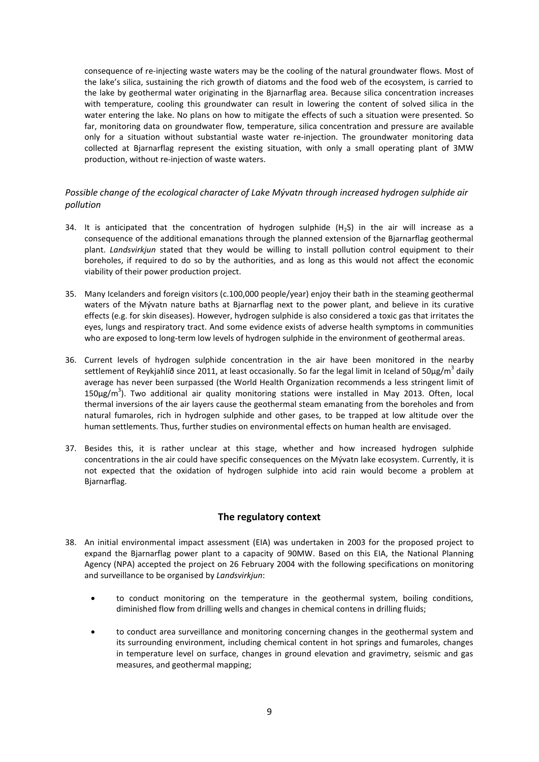consequence of re-injecting waste waters may be the cooling of the natural groundwater flows. Most of the lake's silica, sustaining the rich growth of diatoms and the food web of the ecosystem, is carried to the lake by geothermal water originating in the Bjarnarflag area. Because silica concentration increases with temperature, cooling this groundwater can result in lowering the content of solved silica in the water entering the lake. No plans on how to mitigate the effects of such a situation were presented. So far, monitoring data on groundwater flow, temperature, silica concentration and pressure are available only for a situation without substantial waste water re-injection. The groundwater monitoring data collected at Bjarnarflag represent the existing situation, with only a small operating plant of 3MW production, without re-injection of waste waters.

### *Possible change of the ecological character of Lake Mývatn through increased hydrogen sulphide air pollution*

34. It is anticipated that the concentration of hydrogen sulphide ($H_2S$) in the air will increase as a consequence of the additional emanations through the planned extension of the Bjarnarflag geothermal plant. *Landsvirkjun* stated that they would be willing to install pollution control equipment to their boreholes, if required to do so by the authorities, and as long as this would not affect the economic viability of their power production project.

35. Many Icelanders and foreign visitors (c.100,000 people/year) enjoy their bath in the steaming geothermal waters of the Mývatn nature baths at Bjarnarflag next to the power plant, and believe in its curative effects (e.g. for skin diseases). However, hydrogen sulphide is also considered a toxic gas that irritates the eyes, lungs and respiratory tract. And some evidence exists of adverse health symptoms in communities who are exposed to long-term low levels of hydrogen sulphide in the environment of geothermal areas.

36. Current levels of hydrogen sulphide concentration in the air have been monitored in the nearby settlement of Reykjahlíð since 2011, at least occasionally. So far the legal limit in Iceland of 50µg/$m^3$ daily average has never been surpassed (the World Health Organization recommends a less stringent limit of 150µg/$m^3$). Two additional air quality monitoring stations were installed in May 2013. Often, local thermal inversions of the air layers cause the geothermal steam emanating from the boreholes and from natural fumaroles, rich in hydrogen sulphide and other gases, to be trapped at low altitude over the human settlements. Thus, further studies on environmental effects on human health are envisaged.

37. Besides this, it is rather unclear at this stage, whether and how increased hydrogen sulphide concentrations in the air could have specific consequences on the Mývatn lake ecosystem. Currently, it is not expected that the oxidation of hydrogen sulphide into acid rain would become a problem at Bjarnarflag.

## The regulatory context

38. An initial environmental impact assessment (EIA) was undertaken in 2003 for the proposed project to expand the Bjarnarflag power plant to a capacity of 90MW. Based on this EIA, the National Planning Agency (NPA) accepted the project on 26 February 2004 with the following specifications on monitoring and surveillance to be organised by *Landsvirkjun*:

    - to conduct monitoring on the temperature in the geothermal system, boiling conditions, diminished flow from drilling wells and changes in chemical contens in drilling fluids;

    - to conduct area surveillance and monitoring concerning changes in the geothermal system and its surrounding environment, including chemical content in hot springs and fumaroles, changes in temperature level on surface, changes in ground elevation and gravimetry, seismic and gas measures, and geothermal mapping;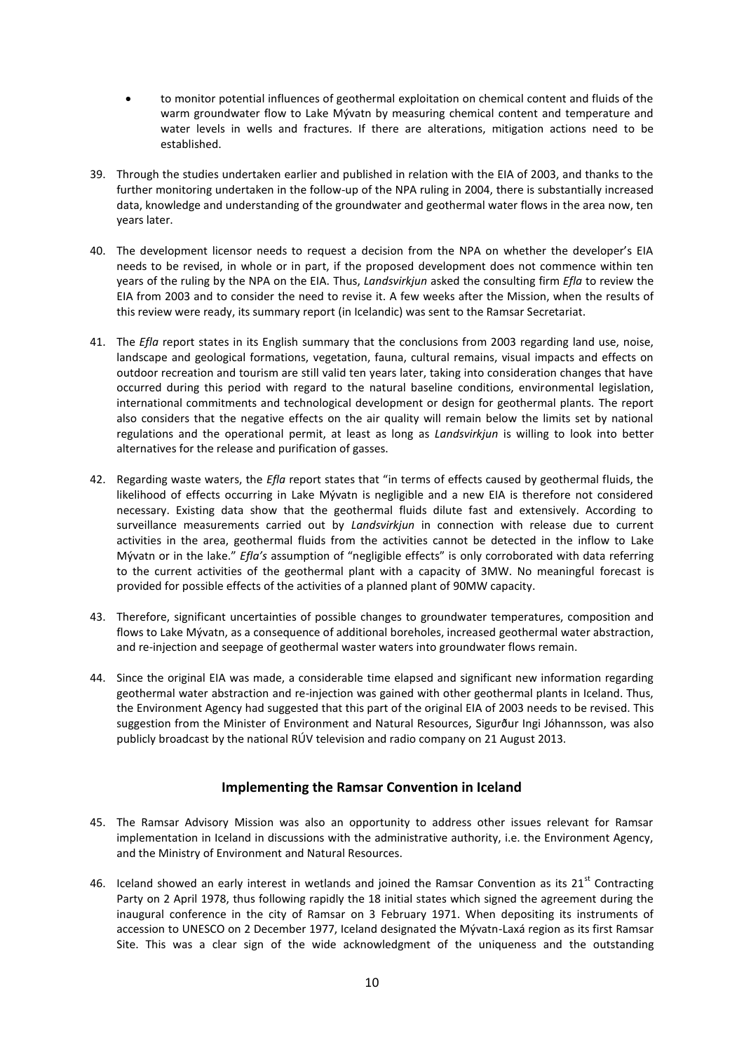- to monitor potential influences of geothermal exploitation on chemical content and fluids of the warm groundwater flow to Lake Mývatn by measuring chemical content and temperature and water levels in wells and fractures. If there are alterations, mitigation actions need to be established.

39. Through the studies undertaken earlier and published in relation with the EIA of 2003, and thanks to the further monitoring undertaken in the follow-up of the NPA ruling in 2004, there is substantially increased data, knowledge and understanding of the groundwater and geothermal water flows in the area now, ten years later.

40. The development licensor needs to request a decision from the NPA on whether the developer's EIA needs to be revised, in whole or in part, if the proposed development does not commence within ten years of the ruling by the NPA on the EIA. Thus, *Landsvirkjun* asked the consulting firm *Efla* to review the EIA from 2003 and to consider the need to revise it. A few weeks after the Mission, when the results of this review were ready, its summary report (in Icelandic) was sent to the Ramsar Secretariat.

41. The *Efla* report states in its English summary that the conclusions from 2003 regarding land use, noise, landscape and geological formations, vegetation, fauna, cultural remains, visual impacts and effects on outdoor recreation and tourism are still valid ten years later, taking into consideration changes that have occurred during this period with regard to the natural baseline conditions, environmental legislation, international commitments and technological development or design for geothermal plants. The report also considers that the negative effects on the air quality will remain below the limits set by national regulations and the operational permit, at least as long as *Landsvirkjun* is willing to look into better alternatives for the release and purification of gasses.

42. Regarding waste waters, the *Efla* report states that "in terms of effects caused by geothermal fluids, the likelihood of effects occurring in Lake Mývatn is negligible and a new EIA is therefore not considered necessary. Existing data show that the geothermal fluids dilute fast and extensively. According to surveillance measurements carried out by *Landsvirkjun* in connection with release due to current activities in the area, geothermal fluids from the activities cannot be detected in the inflow to Lake Mývatn or in the lake." *Efla's* assumption of "negligible effects" is only corroborated with data referring to the current activities of the geothermal plant with a capacity of 3MW. No meaningful forecast is provided for possible effects of the activities of a planned plant of 90MW capacity.

43. Therefore, significant uncertainties of possible changes to groundwater temperatures, composition and flows to Lake Mývatn, as a consequence of additional boreholes, increased geothermal water abstraction, and re-injection and seepage of geothermal waster waters into groundwater flows remain.

44. Since the original EIA was made, a considerable time elapsed and significant new information regarding geothermal water abstraction and re-injection was gained with other geothermal plants in Iceland. Thus, the Environment Agency had suggested that this part of the original EIA of 2003 needs to be revised. This suggestion from the Minister of Environment and Natural Resources, Sigurður Ingi Jóhannsson, was also publicly broadcast by the national RÚV television and radio company on 21 August 2013.

## Implementing the Ramsar Convention in Iceland

45. The Ramsar Advisory Mission was also an opportunity to address other issues relevant for Ramsar implementation in Iceland in discussions with the administrative authority, i.e. the Environment Agency, and the Ministry of Environment and Natural Resources.

46. Iceland showed an early interest in wetlands and joined the Ramsar Convention as its 21st Contracting Party on 2 April 1978, thus following rapidly the 18 initial states which signed the agreement during the inaugural conference in the city of Ramsar on 3 February 1971. When depositing its instruments of accession to UNESCO on 2 December 1977, Iceland designated the Mývatn-Laxá region as its first Ramsar Site. This was a clear sign of the wide acknowledgment of the uniqueness and the outstanding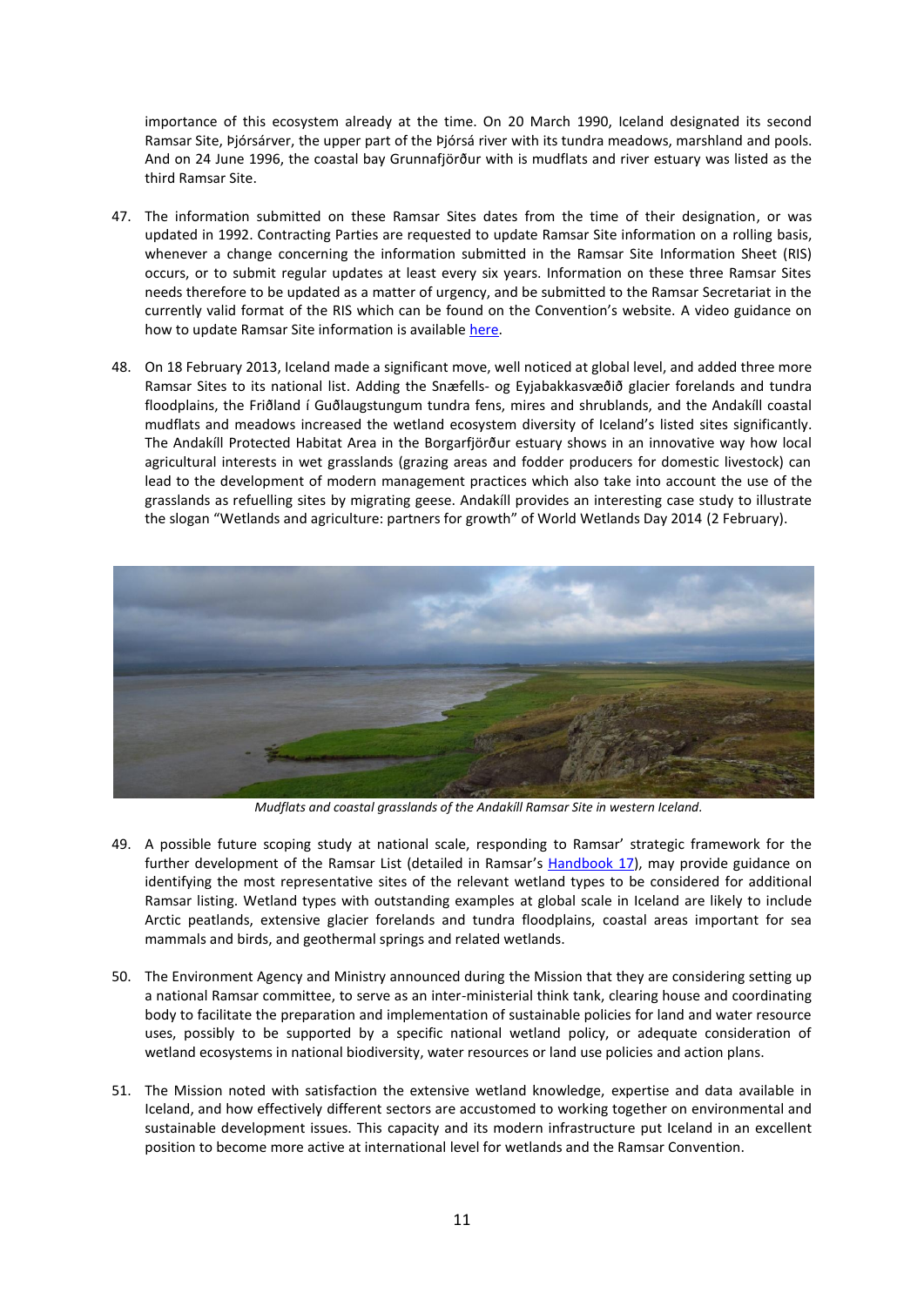importance of this ecosystem already at the time. On 20 March 1990, Iceland designated its second Ramsar Site, Þjórsárver, the upper part of the Þjórsá river with its tundra meadows, marshland and pools. And on 24 June 1996, the coastal bay Grunnafjörður with is mudflats and river estuary was listed as the third Ramsar Site.

47. The information submitted on these Ramsar Sites dates from the time of their designation, or was updated in 1992. Contracting Parties are requested to update Ramsar Site information on a rolling basis, whenever a change concerning the information submitted in the Ramsar Site Information Sheet (RIS) occurs, or to submit regular updates at least every six years. Information on these three Ramsar Sites needs therefore to be updated as a matter of urgency, and be submitted to the Ramsar Secretariat in the currently valid format of the RIS which can be found on the Convention's website. A video guidance on how to update Ramsar Site information is available here.

48. On 18 February 2013, Iceland made a significant move, well noticed at global level, and added three more Ramsar Sites to its national list. Adding the Snæfells- og Eyjabakkasvæðið glacier forelands and tundra floodplains, the Friðland í Guðlaugstungum tundra fens, mires and shrublands, and the Andakíll coastal mudflats and meadows increased the wetland ecosystem diversity of Iceland's listed sites significantly. The Andakíll Protected Habitat Area in the Borgarfjörður estuary shows in an innovative way how local agricultural interests in wet grasslands (grazing areas and fodder producers for domestic livestock) can lead to the development of modern management practices which also take into account the use of the grasslands as refuelling sites by migrating geese. Andakíll provides an interesting case study to illustrate the slogan "Wetlands and agriculture: partners for growth" of World Wetlands Day 2014 (2 February).

*Mudflats and coastal grasslands of the Andakíll Ramsar Site in western Iceland.*

49. A possible future scoping study at national scale, responding to Ramsar' strategic framework for the further development of the Ramsar List (detailed in Ramsar's Handbook 17), may provide guidance on identifying the most representative sites of the relevant wetland types to be considered for additional Ramsar listing. Wetland types with outstanding examples at global scale in Iceland are likely to include Arctic peatlands, extensive glacier forelands and tundra floodplains, coastal areas important for sea mammals and birds, and geothermal springs and related wetlands.

50. The Environment Agency and Ministry announced during the Mission that they are considering setting up a national Ramsar committee, to serve as an inter-ministerial think tank, clearing house and coordinating body to facilitate the preparation and implementation of sustainable policies for land and water resource uses, possibly to be supported by a specific national wetland policy, or adequate consideration of wetland ecosystems in national biodiversity, water resources or land use policies and action plans.

51. The Mission noted with satisfaction the extensive wetland knowledge, expertise and data available in Iceland, and how effectively different sectors are accustomed to working together on environmental and sustainable development issues. This capacity and its modern infrastructure put Iceland in an excellent position to become more active at international level for wetlands and the Ramsar Convention.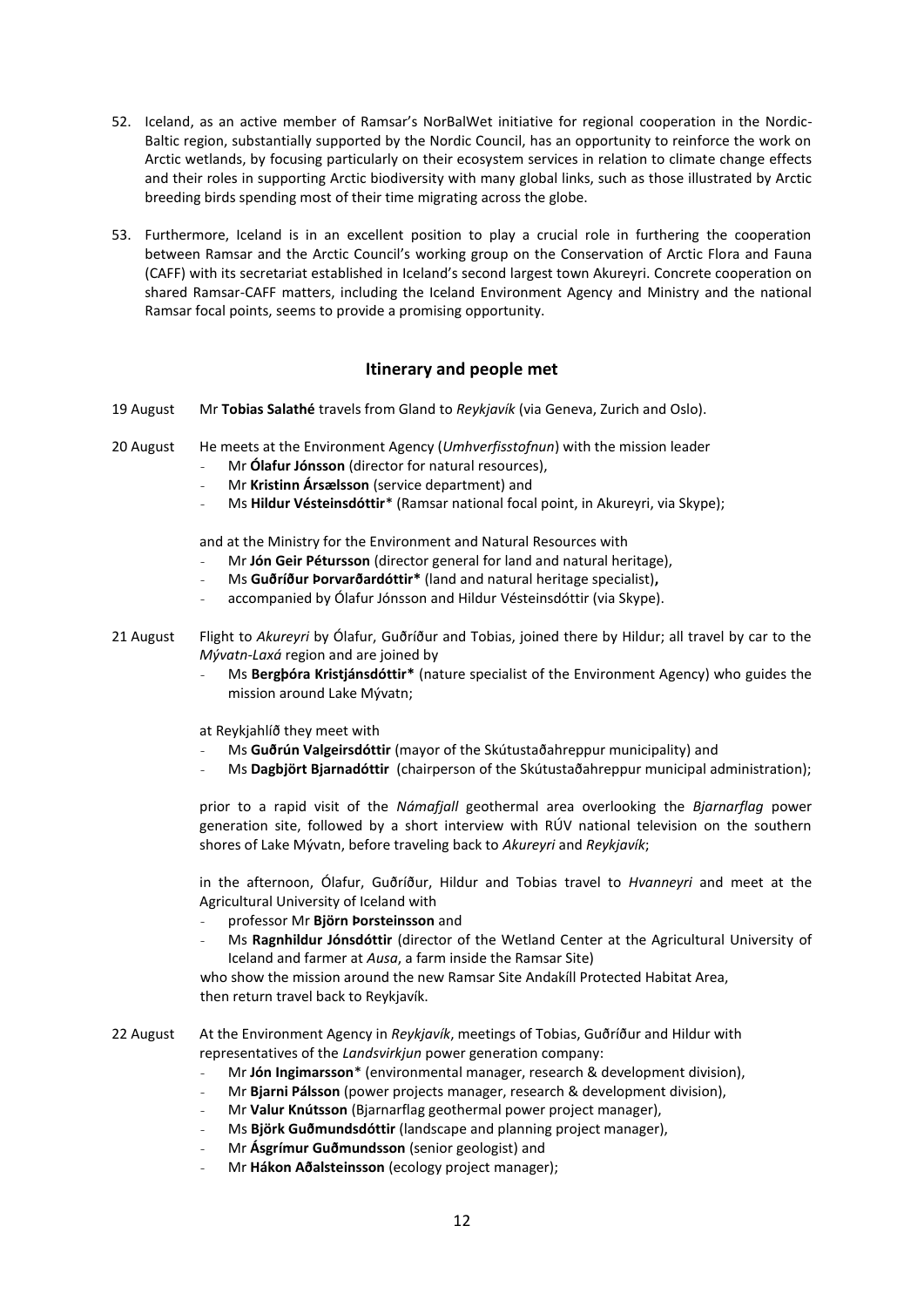52. Iceland, as an active member of Ramsar's NorBalWet initiative for regional cooperation in the Nordic-Baltic region, substantially supported by the Nordic Council, has an opportunity to reinforce the work on Arctic wetlands, by focusing particularly on their ecosystem services in relation to climate change effects and their roles in supporting Arctic biodiversity with many global links, such as those illustrated by Arctic breeding birds spending most of their time migrating across the globe.

53. Furthermore, Iceland is in an excellent position to play a crucial role in furthering the cooperation between Ramsar and the Arctic Council's working group on the Conservation of Arctic Flora and Fauna (CAFF) with its secretariat established in Iceland's second largest town Akureyri. Concrete cooperation on shared Ramsar-CAFF matters, including the Iceland Environment Agency and Ministry and the national Ramsar focal points, seems to provide a promising opportunity.

## Itinerary and people met

19 August — Mr **Tobias Salathé** travels from Gland to *Reykjavík* (via Geneva, Zurich and Oslo).

20 August — He meets at the Environment Agency (*Umhverfisstofnun*) with the mission leader

- Mr **Ólafur Jónsson** (director for natural resources),
- Mr **Kristinn Ársælsson** (service department) and
- Ms **Hildur Vésteinsdóttir*** (Ramsar national focal point, in Akureyri, via Skype);

and at the Ministry for the Environment and Natural Resources with

- Mr **Jón Geir Pétursson** (director general for land and natural heritage),
- Ms **Guðríður Þorvarðardóttir*** (land and natural heritage specialist)**,**
- accompanied by Ólafur Jónsson and Hildur Vésteinsdóttir (via Skype).

21 August — Flight to *Akureyri* by Ólafur, Guðríður and Tobias, joined there by Hildur; all travel by car to the *Mývatn-Laxá* region and are joined by

- Ms **Bergþóra Kristjánsdóttir*** (nature specialist of the Environment Agency) who guides the mission around Lake Mývatn;

at Reykjahlíð they meet with

- Ms **Guðrún Valgeirsdóttir** (mayor of the Skútustaðahreppur municipality) and
- Ms **Dagbjört Bjarnadóttir** (chairperson of the Skútustaðahreppur municipal administration);

prior to a rapid visit of the *Námafjall* geothermal area overlooking the *Bjarnarflag* power generation site, followed by a short interview with RÚV national television on the southern shores of Lake Mývatn, before traveling back to *Akureyri* and *Reykjavík*;

in the afternoon, Ólafur, Guðríður, Hildur and Tobias travel to *Hvanneyri* and meet at the Agricultural University of Iceland with

- professor Mr **Björn Þorsteinsson** and
- Ms **Ragnhildur Jónsdóttir** (director of the Wetland Center at the Agricultural University of Iceland and farmer at *Ausa*, a farm inside the Ramsar Site)

who show the mission around the new Ramsar Site Andakíll Protected Habitat Area, then return travel back to Reykjavík.

22 August — At the Environment Agency in *Reykjavík*, meetings of Tobias, Guðríður and Hildur with representatives of the *Landsvirkjun* power generation company:

- Mr **Jón Ingimarsson*** (environmental manager, research & development division),
- Mr **Bjarni Pálsson** (power projects manager, research & development division),
- Mr **Valur Knútsson** (Bjarnarflag geothermal power project manager),
- Ms **Björk Guðmundsdóttir** (landscape and planning project manager),
- Mr **Ásgrímur Guðmundsson** (senior geologist) and
- Mr **Hákon Aðalsteinsson** (ecology project manager);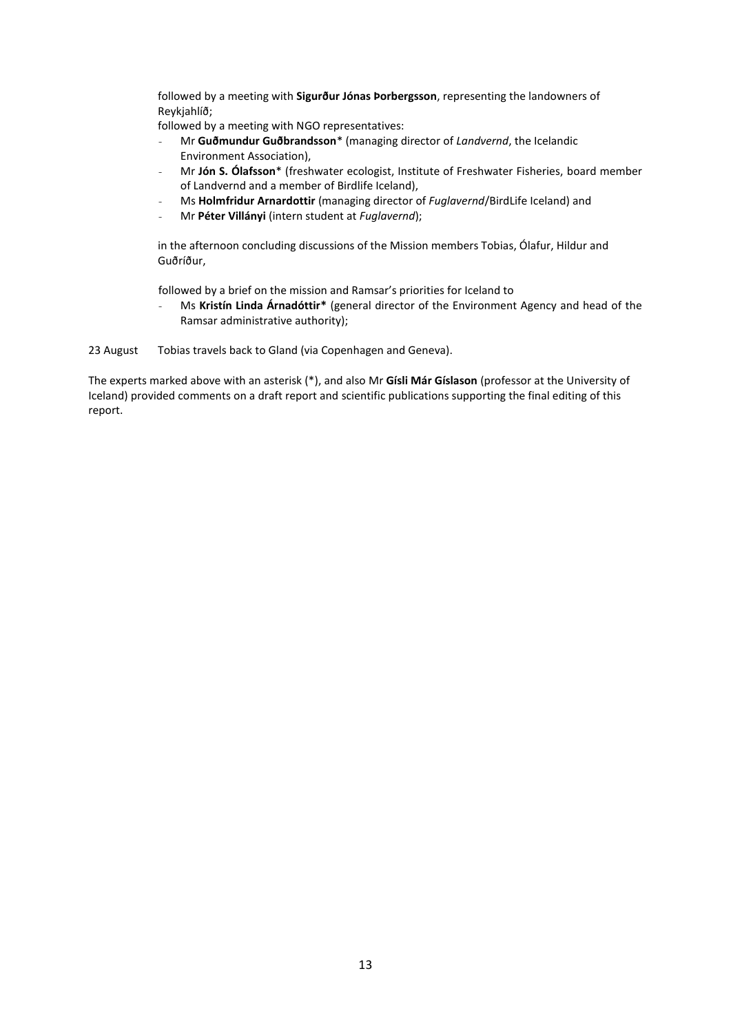followed by a meeting with **Sigurður Jónas Þorbergsson**, representing the landowners of Reykjahlíð;

followed by a meeting with NGO representatives:

- Mr **Guðmundur Guðbrandsson*** (managing director of *Landvernd*, the Icelandic Environment Association),
- Mr **Jón S. Ólafsson*** (freshwater ecologist, Institute of Freshwater Fisheries, board member of Landvernd and a member of Birdlife Iceland),
- Ms **Holmfridur Arnardottir** (managing director of *Fuglavernd*/BirdLife Iceland) and
- Mr **Péter Villányi** (intern student at *Fuglavernd*);

in the afternoon concluding discussions of the Mission members Tobias, Ólafur, Hildur and Guðríður,

followed by a brief on the mission and Ramsar's priorities for Iceland to

- Ms **Kristín Linda Árnadóttir*** (general director of the Environment Agency and head of the Ramsar administrative authority);

23 August Tobias travels back to Gland (via Copenhagen and Geneva).

The experts marked above with an asterisk (*), and also Mr **Gísli Már Gíslason** (professor at the University of Iceland) provided comments on a draft report and scientific publications supporting the final editing of this report.